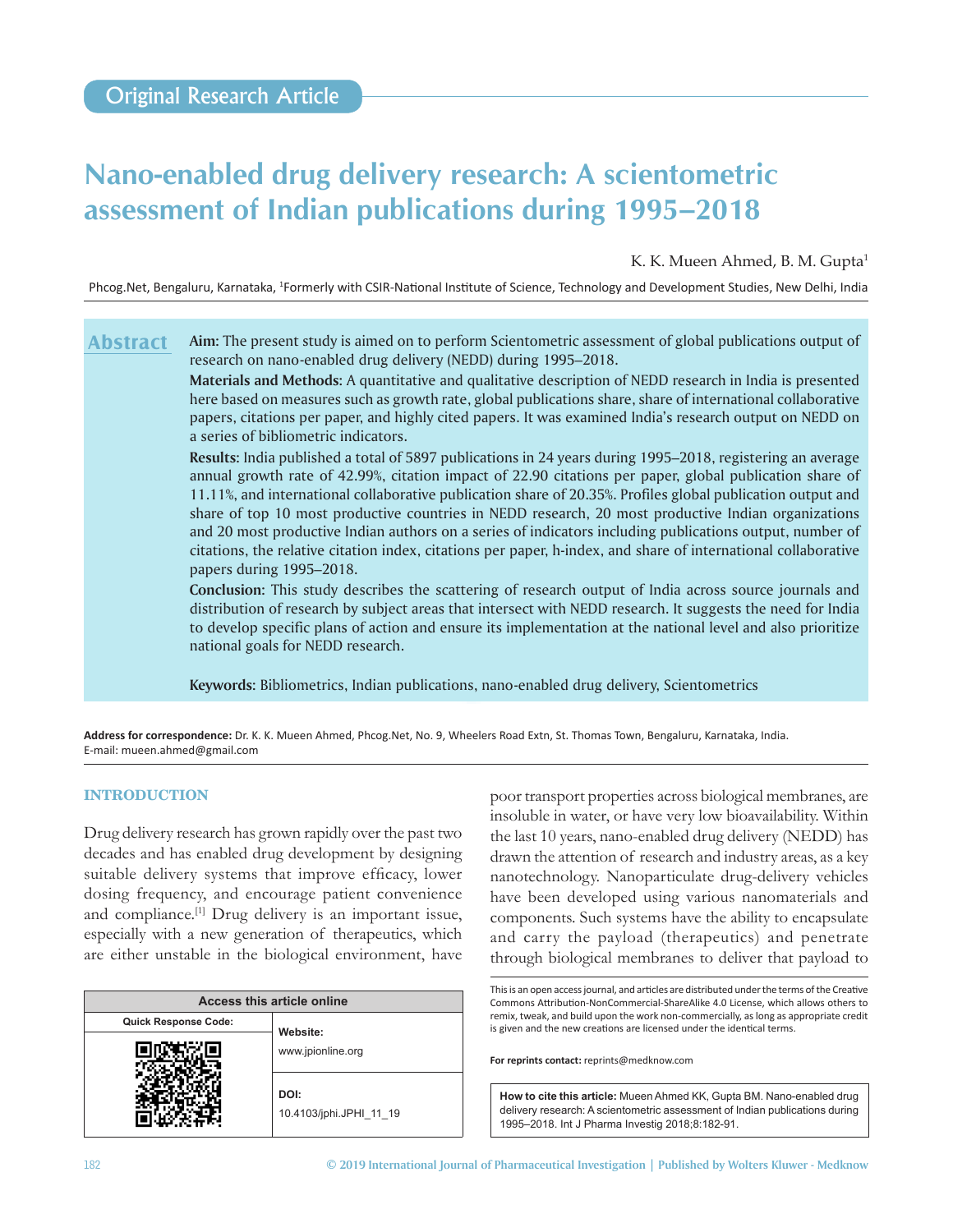Original Research Article

# Nano-enabled drug delivery research: A scientometric assessment of Indian publications during 1995–2018

K. K. Mueen Ahmed, B. M. Gupta[1]

Phcog.Net, Bengaluru, Karnataka, [1]Formerly with CSIR-National Institute of Science, Technology and Development Studies, New Delhi, India

## Abstract

**Aim:** The present study is aimed on to perform Scientometric assessment of global publications output of research on nano-enabled drug delivery (NEDD) during 1995–2018.

**Materials and Methods:** A quantitative and qualitative description of NEDD research in India is presented here based on measures such as growth rate, global publications share, share of international collaborative papers, citations per paper, and highly cited papers. It was examined India's research output on NEDD on a series of bibliometric indicators.

**Results:** India published a total of 5897 publications in 24 years during 1995–2018, registering an average annual growth rate of 42.99%, citation impact of 22.90 citations per paper, global publication share of 11.11%, and international collaborative publication share of 20.35%. Profiles global publication output and share of top 10 most productive countries in NEDD research, 20 most productive Indian organizations and 20 most productive Indian authors on a series of indicators including publications output, number of citations, the relative citation index, citations per paper, h-index, and share of international collaborative papers during 1995–2018.

**Conclusion:** This study describes the scattering of research output of India across source journals and distribution of research by subject areas that intersect with NEDD research. It suggests the need for India to develop specific plans of action and ensure its implementation at the national level and also prioritize national goals for NEDD research.

**Keywords:** Bibliometrics, Indian publications, nano-enabled drug delivery, Scientometrics

**Address for correspondence:** Dr. K. K. Mueen Ahmed, Phcog.Net, No. 9, Wheelers Road Extn, St. Thomas Town, Bengaluru, Karnataka, India.
E-mail: mueen.ahmed@gmail.com

## INTRODUCTION

Drug delivery research has grown rapidly over the past two decades and has enabled drug development by designing suitable delivery systems that improve efficacy, lower dosing frequency, and encourage patient convenience and compliance.[1] Drug delivery is an important issue, especially with a new generation of therapeutics, which are either unstable in the biological environment, have poor transport properties across biological membranes, are insoluble in water, or have very low bioavailability. Within the last 10 years, nano-enabled drug delivery (NEDD) has drawn the attention of research and industry areas, as a key nanotechnology. Nanoparticulate drug-delivery vehicles have been developed using various nanomaterials and components. Such systems have the ability to encapsulate and carry the payload (therapeutics) and penetrate through biological membranes to deliver that payload to

| Access this article online | |
|---|---|
| Quick Response Code: | Website: www.jpionline.org |
| | DOI: 10.4103/jphi.JPHI_11_19 |

This is an open access journal, and articles are distributed under the terms of the Creative Commons Attribution-NonCommercial-ShareAlike 4.0 License, which allows others to remix, tweak, and build upon the work non-commercially, as long as appropriate credit is given and the new creations are licensed under the identical terms.

**For reprints contact:** reprints@medknow.com

**How to cite this article:** Mueen Ahmed KK, Gupta BM. Nano-enabled drug delivery research: A scientometric assessment of Indian publications during 1995–2018. Int J Pharma Investig 2018;8:182-91.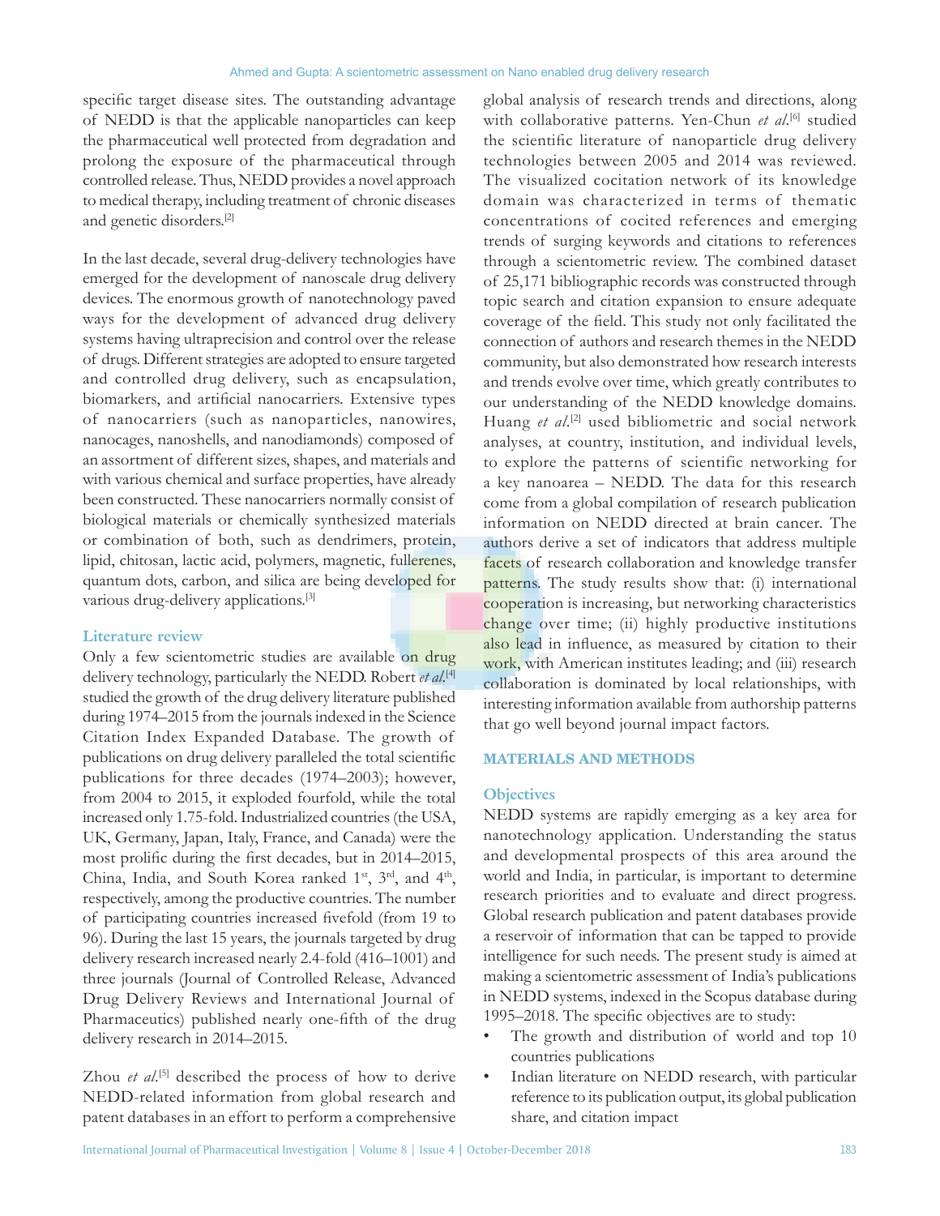specific target disease sites. The outstanding advantage of NEDD is that the applicable nanoparticles can keep the pharmaceutical well protected from degradation and prolong the exposure of the pharmaceutical through controlled release. Thus, NEDD provides a novel approach to medical therapy, including treatment of chronic diseases and genetic disorders.[2]

In the last decade, several drug-delivery technologies have emerged for the development of nanoscale drug delivery devices. The enormous growth of nanotechnology paved ways for the development of advanced drug delivery systems having ultraprecision and control over the release of drugs. Different strategies are adopted to ensure targeted and controlled drug delivery, such as encapsulation, biomarkers, and artificial nanocarriers. Extensive types of nanocarriers (such as nanoparticles, nanowires, nanocages, nanoshells, and nanodiamonds) composed of an assortment of different sizes, shapes, and materials and with various chemical and surface properties, have already been constructed. These nanocarriers normally consist of biological materials or chemically synthesized materials or combination of both, such as dendrimers, protein, lipid, chitosan, lactic acid, polymers, magnetic, fullerenes, quantum dots, carbon, and silica are being developed for various drug-delivery applications.[3]

### Literature review

Only a few scientometric studies are available on drug delivery technology, particularly the NEDD. Robert *et al.*[4] studied the growth of the drug delivery literature published during 1974–2015 from the journals indexed in the Science Citation Index Expanded Database. The growth of publications on drug delivery paralleled the total scientific publications for three decades (1974–2003); however, from 2004 to 2015, it exploded fourfold, while the total increased only 1.75-fold. Industrialized countries (the USA, UK, Germany, Japan, Italy, France, and Canada) were the most prolific during the first decades, but in 2014–2015, China, India, and South Korea ranked 1st, 3rd, and 4th, respectively, among the productive countries. The number of participating countries increased fivefold (from 19 to 96). During the last 15 years, the journals targeted by drug delivery research increased nearly 2.4-fold (416–1001) and three journals (Journal of Controlled Release, Advanced Drug Delivery Reviews and International Journal of Pharmaceutics) published nearly one-fifth of the drug delivery research in 2014–2015.

Zhou *et al.*[5] described the process of how to derive NEDD-related information from global research and patent databases in an effort to perform a comprehensive global analysis of research trends and directions, along with collaborative patterns. Yen-Chun *et al.*[6] studied the scientific literature of nanoparticle drug delivery technologies between 2005 and 2014 was reviewed. The visualized cocitation network of its knowledge domain was characterized in terms of thematic concentrations of cocited references and emerging trends of surging keywords and citations to references through a scientometric review. The combined dataset of 25,171 bibliographic records was constructed through topic search and citation expansion to ensure adequate coverage of the field. This study not only facilitated the connection of authors and research themes in the NEDD community, but also demonstrated how research interests and trends evolve over time, which greatly contributes to our understanding of the NEDD knowledge domains. Huang *et al.*[2] used bibliometric and social network analyses, at country, institution, and individual levels, to explore the patterns of scientific networking for a key nanoarea – NEDD. The data for this research come from a global compilation of research publication information on NEDD directed at brain cancer. The authors derive a set of indicators that address multiple facets of research collaboration and knowledge transfer patterns. The study results show that: (i) international cooperation is increasing, but networking characteristics change over time; (ii) highly productive institutions also lead in influence, as measured by citation to their work, with American institutes leading; and (iii) research collaboration is dominated by local relationships, with interesting information available from authorship patterns that go well beyond journal impact factors.

## MATERIALS AND METHODS

### Objectives

NEDD systems are rapidly emerging as a key area for nanotechnology application. Understanding the status and developmental prospects of this area around the world and India, in particular, is important to determine research priorities and to evaluate and direct progress. Global research publication and patent databases provide a reservoir of information that can be tapped to provide intelligence for such needs. The present study is aimed at making a scientometric assessment of India's publications in NEDD systems, indexed in the Scopus database during 1995–2018. The specific objectives are to study:

- The growth and distribution of world and top 10 countries publications
- Indian literature on NEDD research, with particular reference to its publication output, its global publication share, and citation impact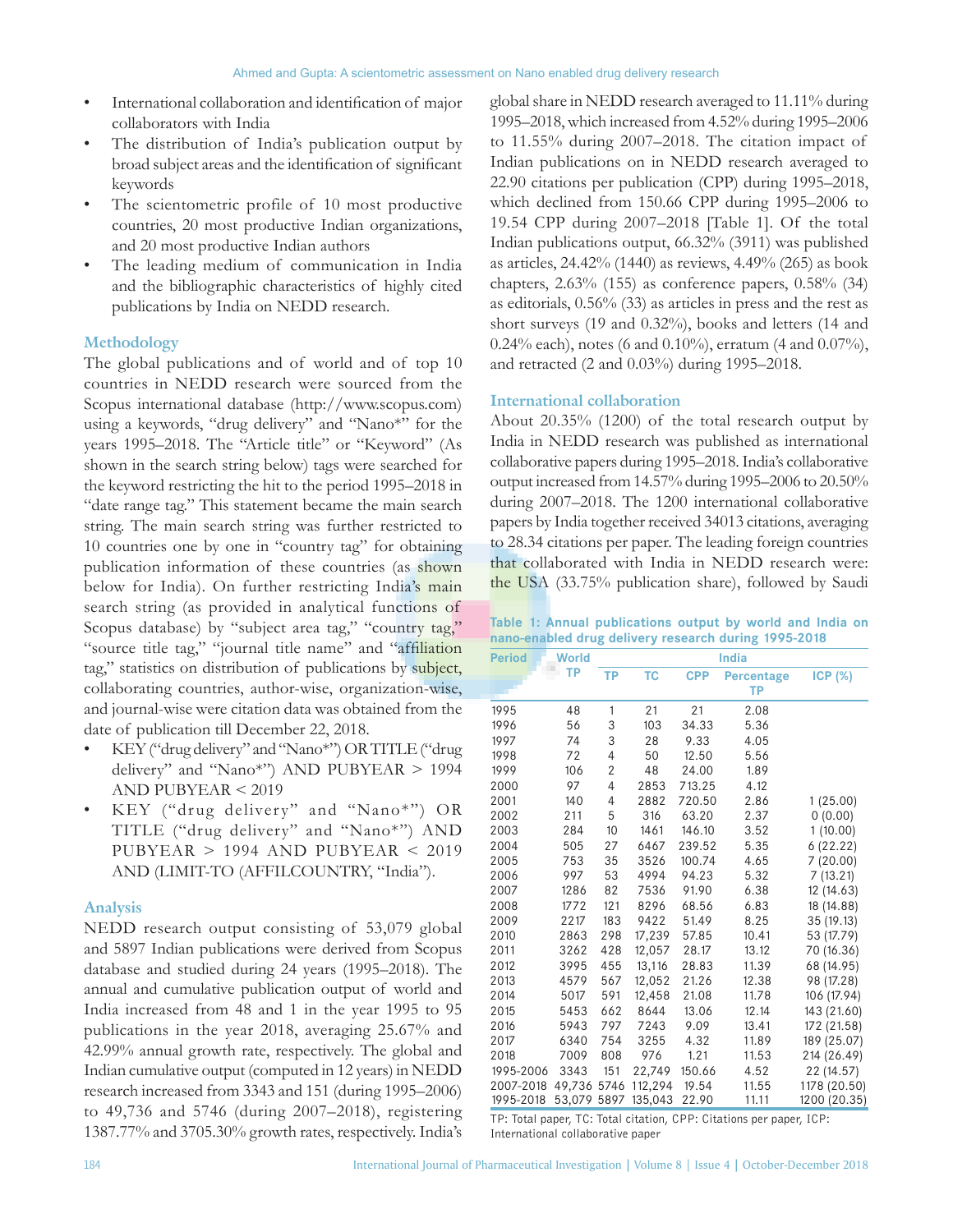- International collaboration and identification of major collaborators with India
- The distribution of India's publication output by broad subject areas and the identification of significant keywords
- The scientometric profile of 10 most productive countries, 20 most productive Indian organizations, and 20 most productive Indian authors
- The leading medium of communication in India and the bibliographic characteristics of highly cited publications by India on NEDD research.

## Methodology

The global publications and of world and of top 10 countries in NEDD research were sourced from the Scopus international database (http://www.scopus.com) using a keywords, "drug delivery" and "Nano*" for the years 1995–2018. The "Article title" or "Keyword" (As shown in the search string below) tags were searched for the keyword restricting the hit to the period 1995–2018 in "date range tag." This statement became the main search string. The main search string was further restricted to 10 countries one by one in "country tag" for obtaining publication information of these countries (as shown below for India). On further restricting India's main search string (as provided in analytical functions of Scopus database) by "subject area tag," "country tag," "source title tag," "journal title name" and "affiliation tag," statistics on distribution of publications by subject, collaborating countries, author-wise, organization-wise, and journal-wise were citation data was obtained from the date of publication till December 22, 2018.

- KEY ("drug delivery" and "Nano*") OR TITLE ("drug delivery" and "Nano*") AND PUBYEAR > 1994 AND PUBYEAR < 2019
- KEY ("drug delivery" and "Nano*") OR TITLE ("drug delivery" and "Nano*") AND PUBYEAR > 1994 AND PUBYEAR < 2019 AND (LIMIT-TO (AFFILCOUNTRY, "India").

## Analysis

NEDD research output consisting of 53,079 global and 5897 Indian publications were derived from Scopus database and studied during 24 years (1995–2018). The annual and cumulative publication output of world and India increased from 48 and 1 in the year 1995 to 95 publications in the year 2018, averaging 25.67% and 42.99% annual growth rate, respectively. The global and Indian cumulative output (computed in 12 years) in NEDD research increased from 3343 and 151 (during 1995–2006) to 49,736 and 5746 (during 2007–2018), registering 1387.77% and 3705.30% growth rates, respectively. India's global share in NEDD research averaged to 11.11% during 1995–2018, which increased from 4.52% during 1995–2006 to 11.55% during 2007–2018. The citation impact of Indian publications on in NEDD research averaged to 22.90 citations per publication (CPP) during 1995–2018, which declined from 150.66 CPP during 1995–2006 to 19.54 CPP during 2007–2018 [Table 1]. Of the total Indian publications output, 66.32% (3911) was published as articles, 24.42% (1440) as reviews, 4.49% (265) as book chapters, 2.63% (155) as conference papers, 0.58% (34) as editorials, 0.56% (33) as articles in press and the rest as short surveys (19 and 0.32%), books and letters (14 and 0.24% each), notes (6 and 0.10%), erratum (4 and 0.07%), and retracted (2 and 0.03%) during 1995–2018.

## International collaboration

About 20.35% (1200) of the total research output by India in NEDD research was published as international collaborative papers during 1995–2018. India's collaborative output increased from 14.57% during 1995–2006 to 20.50% during 2007–2018. The 1200 international collaborative papers by India together received 34013 citations, averaging to 28.34 citations per paper. The leading foreign countries that collaborated with India in NEDD research were: the USA (33.75% publication share), followed by Saudi

**Table 1: Annual publications output by world and India on nano-enabled drug delivery research during 1995-2018**

| Period | World | India | | | | |
|---|---|---|---|---|---|---|
| | TP | TP | TC | CPP | Percentage TP | ICP (%) |
| 1995 | 48 | 1 | 21 | 21 | 2.08 | |
| 1996 | 56 | 3 | 103 | 34.33 | 5.36 | |
| 1997 | 74 | 3 | 28 | 9.33 | 4.05 | |
| 1998 | 72 | 4 | 50 | 12.50 | 5.56 | |
| 1999 | 106 | 2 | 48 | 24.00 | 1.89 | |
| 2000 | 97 | 4 | 2853 | 713.25 | 4.12 | |
| 2001 | 140 | 4 | 2882 | 720.50 | 2.86 | 1 (25.00) |
| 2002 | 211 | 5 | 316 | 63.20 | 2.37 | 0 (0.00) |
| 2003 | 284 | 10 | 1461 | 146.10 | 3.52 | 1 (10.00) |
| 2004 | 505 | 27 | 6467 | 239.52 | 5.35 | 6 (22.22) |
| 2005 | 753 | 35 | 3526 | 100.74 | 4.65 | 7 (20.00) |
| 2006 | 997 | 53 | 4994 | 94.23 | 5.32 | 7 (13.21) |
| 2007 | 1286 | 82 | 7536 | 91.90 | 6.38 | 12 (14.63) |
| 2008 | 1772 | 121 | 8296 | 68.56 | 6.83 | 18 (14.88) |
| 2009 | 2217 | 183 | 9422 | 51.49 | 8.25 | 35 (19.13) |
| 2010 | 2863 | 298 | 17,239 | 57.85 | 10.41 | 53 (17.79) |
| 2011 | 3262 | 428 | 12,057 | 28.17 | 13.12 | 70 (16.36) |
| 2012 | 3995 | 455 | 13,116 | 28.83 | 11.39 | 68 (14.95) |
| 2013 | 4579 | 567 | 12,052 | 21.26 | 12.38 | 98 (17.28) |
| 2014 | 5017 | 591 | 12,458 | 21.08 | 11.78 | 106 (17.94) |
| 2015 | 5453 | 662 | 8644 | 13.06 | 12.14 | 143 (21.60) |
| 2016 | 5943 | 797 | 7243 | 9.09 | 13.41 | 172 (21.58) |
| 2017 | 6340 | 754 | 3255 | 4.32 | 11.89 | 189 (25.07) |
| 2018 | 7009 | 808 | 976 | 1.21 | 11.53 | 214 (26.49) |
| 1995-2006 | 3343 | 151 | 22,749 | 150.66 | 4.52 | 22 (14.57) |
| 2007-2018 | 49,736 | 5746 | 112,294 | 19.54 | 11.55 | 1178 (20.50) |
| 1995-2018 | 53,079 | 5897 | 135,043 | 22.90 | 11.11 | 1200 (20.35) |

TP: Total paper, TC: Total citation, CPP: Citations per paper, ICP: International collaborative paper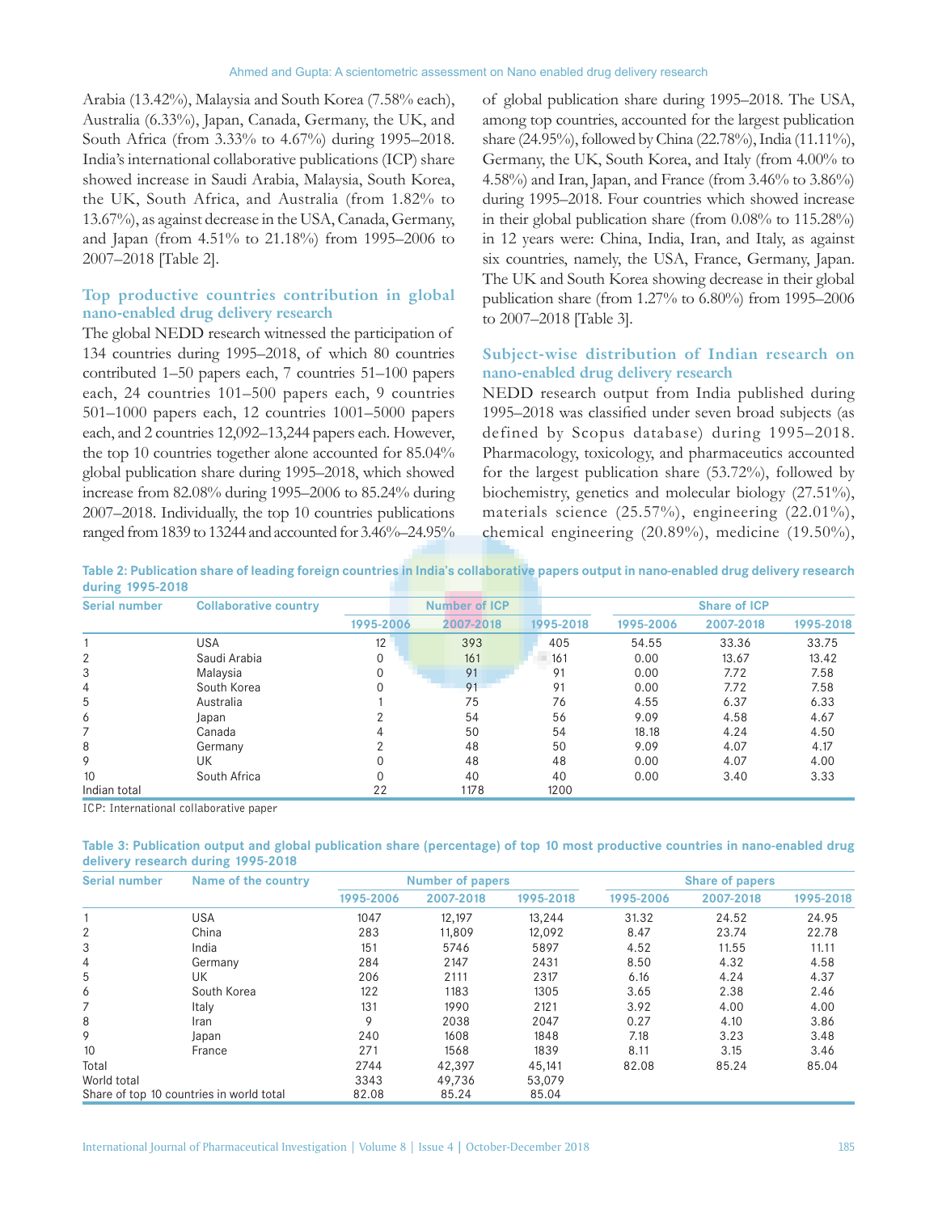Arabia (13.42%), Malaysia and South Korea (7.58% each), Australia (6.33%), Japan, Canada, Germany, the UK, and South Africa (from 3.33% to 4.67%) during 1995–2018. India's international collaborative publications (ICP) share showed increase in Saudi Arabia, Malaysia, South Korea, the UK, South Africa, and Australia (from 1.82% to 13.67%), as against decrease in the USA, Canada, Germany, and Japan (from 4.51% to 21.18%) from 1995–2006 to 2007–2018 [Table 2].

## Top productive countries contribution in global nano-enabled drug delivery research

The global NEDD research witnessed the participation of 134 countries during 1995–2018, of which 80 countries contributed 1–50 papers each, 7 countries 51–100 papers each, 24 countries 101–500 papers each, 9 countries 501–1000 papers each, 12 countries 1001–5000 papers each, and 2 countries 12,092–13,244 papers each. However, the top 10 countries together alone accounted for 85.04% global publication share during 1995–2018, which showed increase from 82.08% during 1995–2006 to 85.24% during 2007–2018. Individually, the top 10 countries publications ranged from 1839 to 13244 and accounted for 3.46%–24.95% of global publication share during 1995–2018. The USA, among top countries, accounted for the largest publication share (24.95%), followed by China (22.78%), India (11.11%), Germany, the UK, South Korea, and Italy (from 4.00% to 4.58%) and Iran, Japan, and France (from 3.46% to 3.86%) during 1995–2018. Four countries which showed increase in their global publication share (from 0.08% to 115.28%) in 12 years were: China, India, Iran, and Italy, as against six countries, namely, the USA, France, Germany, Japan. The UK and South Korea showing decrease in their global publication share (from 1.27% to 6.80%) from 1995–2006 to 2007–2018 [Table 3].

## Subject-wise distribution of Indian research on nano-enabled drug delivery research

NEDD research output from India published during 1995–2018 was classified under seven broad subjects (as defined by Scopus database) during 1995–2018. Pharmacology, toxicology, and pharmaceutics accounted for the largest publication share (53.72%), followed by biochemistry, genetics and molecular biology (27.51%), materials science (25.57%), engineering (22.01%), chemical engineering (20.89%), medicine (19.50%),

**Table 2: Publication share of leading foreign countries in India's collaborative papers output in nano-enabled drug delivery research during 1995-2018**

| Serial number | Collaborative country | Number of ICP | | | Share of ICP | | |
|---|---|---|---|---|---|---|---|
| | | 1995-2006 | 2007-2018 | 1995-2018 | 1995-2006 | 2007-2018 | 1995-2018 |
| 1 | USA | 12 | 393 | 405 | 54.55 | 33.36 | 33.75 |
| 2 | Saudi Arabia | 0 | 161 | 161 | 0.00 | 13.67 | 13.42 |
| 3 | Malaysia | 0 | 91 | 91 | 0.00 | 7.72 | 7.58 |
| 4 | South Korea | 0 | 91 | 91 | 0.00 | 7.72 | 7.58 |
| 5 | Australia | 1 | 75 | 76 | 4.55 | 6.37 | 6.33 |
| 6 | Japan | 2 | 54 | 56 | 9.09 | 4.58 | 4.67 |
| 7 | Canada | 4 | 50 | 54 | 18.18 | 4.24 | 4.50 |
| 8 | Germany | 2 | 48 | 50 | 9.09 | 4.07 | 4.17 |
| 9 | UK | 0 | 48 | 48 | 0.00 | 4.07 | 4.00 |
| 10 | South Africa | 0 | 40 | 40 | 0.00 | 3.40 | 3.33 |
| Indian total | | 22 | 1178 | 1200 | | | |

ICP: International collaborative paper

**Table 3: Publication output and global publication share (percentage) of top 10 most productive countries in nano-enabled drug delivery research during 1995-2018**

| Serial number | Name of the country | Number of papers | | | Share of papers | | |
|---|---|---|---|---|---|---|---|
| | | 1995-2006 | 2007-2018 | 1995-2018 | 1995-2006 | 2007-2018 | 1995-2018 |
| 1 | USA | 1047 | 12,197 | 13,244 | 31.32 | 24.52 | 24.95 |
| 2 | China | 283 | 11,809 | 12,092 | 8.47 | 23.74 | 22.78 |
| 3 | India | 151 | 5746 | 5897 | 4.52 | 11.55 | 11.11 |
| 4 | Germany | 284 | 2147 | 2431 | 8.50 | 4.32 | 4.58 |
| 5 | UK | 206 | 2111 | 2317 | 6.16 | 4.24 | 4.37 |
| 6 | South Korea | 122 | 1183 | 1305 | 3.65 | 2.38 | 2.46 |
| 7 | Italy | 131 | 1990 | 2121 | 3.92 | 4.00 | 4.00 |
| 8 | Iran | 9 | 2038 | 2047 | 0.27 | 4.10 | 3.86 |
| 9 | Japan | 240 | 1608 | 1848 | 7.18 | 3.23 | 3.48 |
| 10 | France | 271 | 1568 | 1839 | 8.11 | 3.15 | 3.46 |
| Total | | 2744 | 42,397 | 45,141 | 82.08 | 85.24 | 85.04 |
| World total | | 3343 | 49,736 | 53,079 | | | |
| Share of top 10 countries in world total | | 82.08 | 85.24 | 85.04 | | | |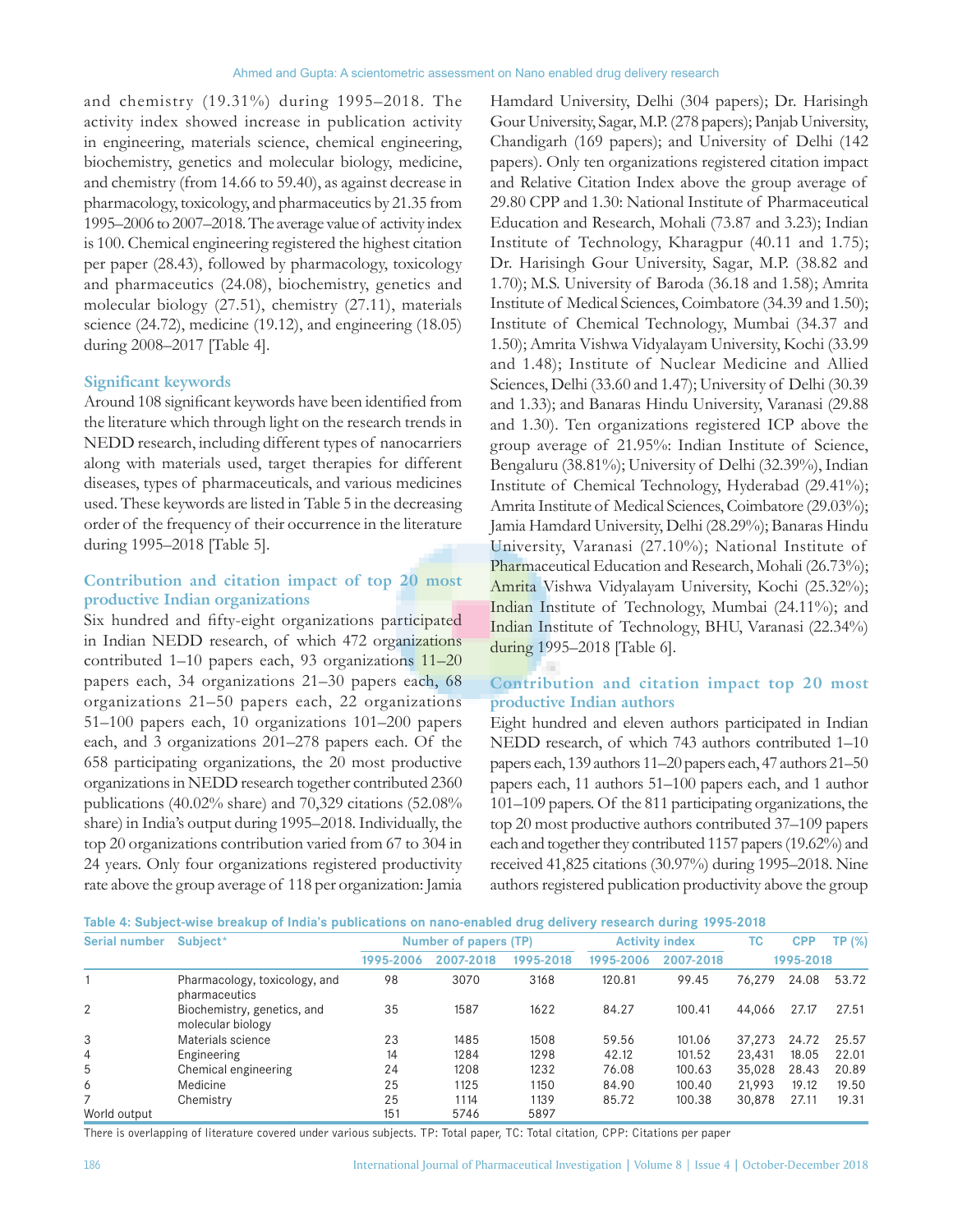and chemistry (19.31%) during 1995–2018. The activity index showed increase in publication activity in engineering, materials science, chemical engineering, biochemistry, genetics and molecular biology, medicine, and chemistry (from 14.66 to 59.40), as against decrease in pharmacology, toxicology, and pharmaceutics by 21.35 from 1995–2006 to 2007–2018. The average value of activity index is 100. Chemical engineering registered the highest citation per paper (28.43), followed by pharmacology, toxicology and pharmaceutics (24.08), biochemistry, genetics and molecular biology (27.51), chemistry (27.11), materials science (24.72), medicine (19.12), and engineering (18.05) during 2008–2017 [Table 4].

### Significant keywords

Around 108 significant keywords have been identified from the literature which through light on the research trends in NEDD research, including different types of nanocarriers along with materials used, target therapies for different diseases, types of pharmaceuticals, and various medicines used. These keywords are listed in Table 5 in the decreasing order of the frequency of their occurrence in the literature during 1995–2018 [Table 5].

### Contribution and citation impact of top 20 most productive Indian organizations

Six hundred and fifty-eight organizations participated in Indian NEDD research, of which 472 organizations contributed 1–10 papers each, 93 organizations 11–20 papers each, 34 organizations 21–30 papers each, 68 organizations 21–50 papers each, 22 organizations 51–100 papers each, 10 organizations 101–200 papers each, and 3 organizations 201–278 papers each. Of the 658 participating organizations, the 20 most productive organizations in NEDD research together contributed 2360 publications (40.02% share) and 70,329 citations (52.08% share) in India's output during 1995–2018. Individually, the top 20 organizations contribution varied from 67 to 304 in 24 years. Only four organizations registered productivity rate above the group average of 118 per organization: Jamia Hamdard University, Delhi (304 papers); Dr. Harisingh Gour University, Sagar, M.P. (278 papers); Panjab University, Chandigarh (169 papers); and University of Delhi (142 papers). Only ten organizations registered citation impact and Relative Citation Index above the group average of 29.80 CPP and 1.30: National Institute of Pharmaceutical Education and Research, Mohali (73.87 and 3.23); Indian Institute of Technology, Kharagpur (40.11 and 1.75); Dr. Harisingh Gour University, Sagar, M.P. (38.82 and 1.70); M.S. University of Baroda (36.18 and 1.58); Amrita Institute of Medical Sciences, Coimbatore (34.39 and 1.50); Institute of Chemical Technology, Mumbai (34.37 and 1.50); Amrita Vishwa Vidyalayam University, Kochi (33.99 and 1.48); Institute of Nuclear Medicine and Allied Sciences, Delhi (33.60 and 1.47); University of Delhi (30.39 and 1.33); and Banaras Hindu University, Varanasi (29.88 and 1.30). Ten organizations registered ICP above the group average of 21.95%: Indian Institute of Science, Bengaluru (38.81%); University of Delhi (32.39%), Indian Institute of Chemical Technology, Hyderabad (29.41%); Amrita Institute of Medical Sciences, Coimbatore (29.03%); Jamia Hamdard University, Delhi (28.29%); Banaras Hindu University, Varanasi (27.10%); National Institute of Pharmaceutical Education and Research, Mohali (26.73%); Amrita Vishwa Vidyalayam University, Kochi (25.32%); Indian Institute of Technology, Mumbai (24.11%); and Indian Institute of Technology, BHU, Varanasi (22.34%) during 1995–2018 [Table 6].

### Contribution and citation impact top 20 most productive Indian authors

Eight hundred and eleven authors participated in Indian NEDD research, of which 743 authors contributed 1–10 papers each, 139 authors 11–20 papers each, 47 authors 21–50 papers each, 11 authors 51–100 papers each, and 1 author 101–109 papers. Of the 811 participating organizations, the top 20 most productive authors contributed 37–109 papers each and together they contributed 1157 papers (19.62%) and received 41,825 citations (30.97%) during 1995–2018. Nine authors registered publication productivity above the group

**Table 4: Subject-wise breakup of India's publications on nano-enabled drug delivery research during 1995-2018**

| Serial number | Subject* | Number of papers (TP) | | | Activity index | | TC | CPP | TP (%) |
|---|---|---|---|---|---|---|---|---|---|
| | | 1995-2006 | 2007-2018 | 1995-2018 | 1995-2006 | 2007-2018 | 1995-2018 | | |
| 1 | Pharmacology, toxicology, and pharmaceutics | 98 | 3070 | 3168 | 120.81 | 99.45 | 76,279 | 24.08 | 53.72 |
| 2 | Biochemistry, genetics, and molecular biology | 35 | 1587 | 1622 | 84.27 | 100.41 | 44,066 | 27.17 | 27.51 |
| 3 | Materials science | 23 | 1485 | 1508 | 59.56 | 101.06 | 37,273 | 24.72 | 25.57 |
| 4 | Engineering | 14 | 1284 | 1298 | 42.12 | 101.52 | 23,431 | 18.05 | 22.01 |
| 5 | Chemical engineering | 24 | 1208 | 1232 | 76.08 | 100.63 | 35,028 | 28.43 | 20.89 |
| 6 | Medicine | 25 | 1125 | 1150 | 84.90 | 100.40 | 21,993 | 19.12 | 19.50 |
| 7 | Chemistry | 25 | 1114 | 1139 | 85.72 | 100.38 | 30,878 | 27.11 | 19.31 |
| World output | | 151 | 5746 | 5897 | | | | | |

There is overlapping of literature covered under various subjects. TP: Total paper, TC: Total citation, CPP: Citations per paper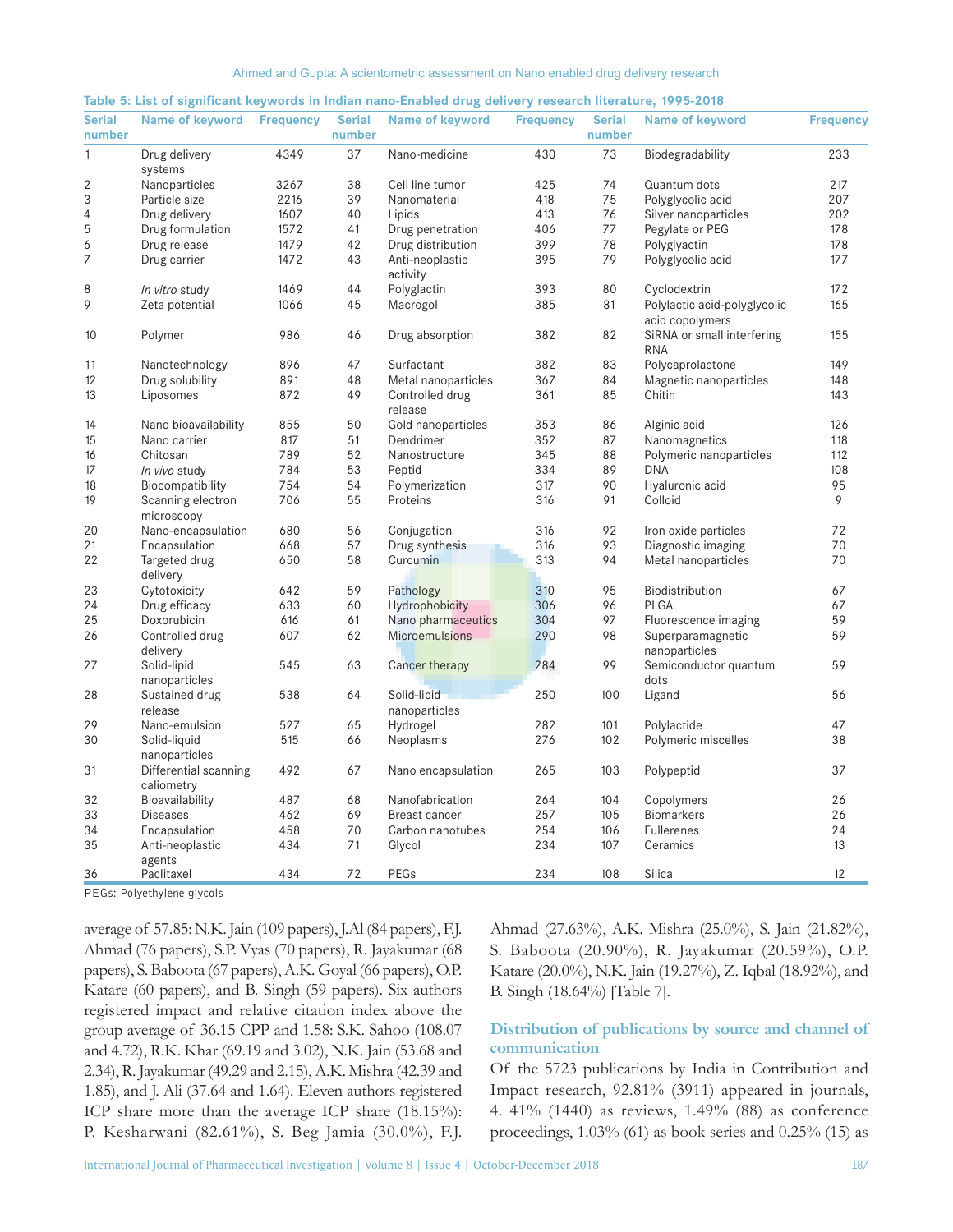**Table 5: List of significant keywords in Indian nano-Enabled drug delivery research literature, 1995-2018**

| Serial number | Name of keyword | Frequency | Serial number | Name of keyword | Frequency | Serial number | Name of keyword | Frequency |
|---|---|---|---|---|---|---|---|---|
| 1 | Drug delivery systems | 4349 | 37 | Nano-medicine | 430 | 73 | Biodegradability | 233 |
| 2 | Nanoparticles | 3267 | 38 | Cell line tumor | 425 | 74 | Quantum dots | 217 |
| 3 | Particle size | 2216 | 39 | Nanomaterial | 418 | 75 | Polyglycolic acid | 207 |
| 4 | Drug delivery | 1607 | 40 | Lipids | 413 | 76 | Silver nanoparticles | 202 |
| 5 | Drug formulation | 1572 | 41 | Drug penetration | 406 | 77 | Pegylate or PEG | 178 |
| 6 | Drug release | 1479 | 42 | Drug distribution | 399 | 78 | Polyglyactin | 178 |
| 7 | Drug carrier | 1472 | 43 | Anti-neoplastic activity | 395 | 79 | Polyglycolic acid | 177 |
| 8 | *In vitro* study | 1469 | 44 | Polyglactin | 393 | 80 | Cyclodextrin | 172 |
| 9 | Zeta potential | 1066 | 45 | Macrogol | 385 | 81 | Polylactic acid-polyglycolic acid copolymers | 165 |
| 10 | Polymer | 986 | 46 | Drug absorption | 382 | 82 | SiRNA or small interfering RNA | 155 |
| 11 | Nanotechnology | 896 | 47 | Surfactant | 382 | 83 | Polycaprolactone | 149 |
| 12 | Drug solubility | 891 | 48 | Metal nanoparticles | 367 | 84 | Magnetic nanoparticles | 148 |
| 13 | Liposomes | 872 | 49 | Controlled drug release | 361 | 85 | Chitin | 143 |
| 14 | Nano bioavailability | 855 | 50 | Gold nanoparticles | 353 | 86 | Alginic acid | 126 |
| 15 | Nano carrier | 817 | 51 | Dendrimer | 352 | 87 | Nanomagnetics | 118 |
| 16 | Chitosan | 789 | 52 | Nanostructure | 345 | 88 | Polymeric nanoparticles | 112 |
| 17 | *In vivo* study | 784 | 53 | Peptid | 334 | 89 | DNA | 108 |
| 18 | Biocompatibility | 754 | 54 | Polymerization | 317 | 90 | Hyaluronic acid | 95 |
| 19 | Scanning electron microscopy | 706 | 55 | Proteins | 316 | 91 | Colloid | 9 |
| 20 | Nano-encapsulation | 680 | 56 | Conjugation | 316 | 92 | Iron oxide particles | 72 |
| 21 | Encapsulation | 668 | 57 | Drug synthesis | 316 | 93 | Diagnostic imaging | 70 |
| 22 | Targeted drug delivery | 650 | 58 | Curcumin | 313 | 94 | Metal nanoparticles | 70 |
| 23 | Cytotoxicity | 642 | 59 | Pathology | 310 | 95 | Biodistribution | 67 |
| 24 | Drug efficacy | 633 | 60 | Hydrophobicity | 306 | 96 | PLGA | 67 |
| 25 | Doxorubicin | 616 | 61 | Nano pharmaceutics | 304 | 97 | Fluorescence imaging | 59 |
| 26 | Controlled drug delivery | 607 | 62 | Microemulsions | 290 | 98 | Superparamagnetic nanoparticles | 59 |
| 27 | Solid-lipid nanoparticles | 545 | 63 | Cancer therapy | 284 | 99 | Semiconductor quantum dots | 59 |
| 28 | Sustained drug release | 538 | 64 | Solid-lipid nanoparticles | 250 | 100 | Ligand | 56 |
| 29 | Nano-emulsion | 527 | 65 | Hydrogel | 282 | 101 | Polylactide | 47 |
| 30 | Solid-liquid nanoparticles | 515 | 66 | Neoplasms | 276 | 102 | Polymeric miscelles | 38 |
| 31 | Differential scanning caliometry | 492 | 67 | Nano encapsulation | 265 | 103 | Polypeptid | 37 |
| 32 | Bioavailability | 487 | 68 | Nanofabrication | 264 | 104 | Copolymers | 26 |
| 33 | Diseases | 462 | 69 | Breast cancer | 257 | 105 | Biomarkers | 26 |
| 34 | Encapsulation | 458 | 70 | Carbon nanotubes | 254 | 106 | Fullerenes | 24 |
| 35 | Anti-neoplastic agents | 434 | 71 | Glycol | 234 | 107 | Ceramics | 13 |
| 36 | Paclitaxel | 434 | 72 | PEGs | 234 | 108 | Silica | 12 |

PEGs: Polyethylene glycols

average of 57.85: N.K. Jain (109 papers), J.Al (84 papers), F.J. Ahmad (76 papers), S.P. Vyas (70 papers), R. Jayakumar (68 papers), S. Baboota (67 papers), A.K. Goyal (66 papers), O.P. Katare (60 papers), and B. Singh (59 papers). Six authors registered impact and relative citation index above the group average of 36.15 CPP and 1.58: S.K. Sahoo (108.07 and 4.72), R.K. Khar (69.19 and 3.02), N.K. Jain (53.68 and 2.34), R. Jayakumar (49.29 and 2.15), A.K. Mishra (42.39 and 1.85), and J. Ali (37.64 and 1.64). Eleven authors registered ICP share more than the average ICP share (18.15%): P. Kesharwani (82.61%), S. Beg Jamia (30.0%), F.J. Ahmad (27.63%), A.K. Mishra (25.0%), S. Jain (21.82%), S. Baboota (20.90%), R. Jayakumar (20.59%), O.P. Katare (20.0%), N.K. Jain (19.27%), Z. Iqbal (18.92%), and B. Singh (18.64%) [Table 7].

## Distribution of publications by source and channel of communication

Of the 5723 publications by India in Contribution and Impact research, 92.81% (3911) appeared in journals, 4. 41% (1440) as reviews, 1.49% (88) as conference proceedings, 1.03% (61) as book series and 0.25% (15) as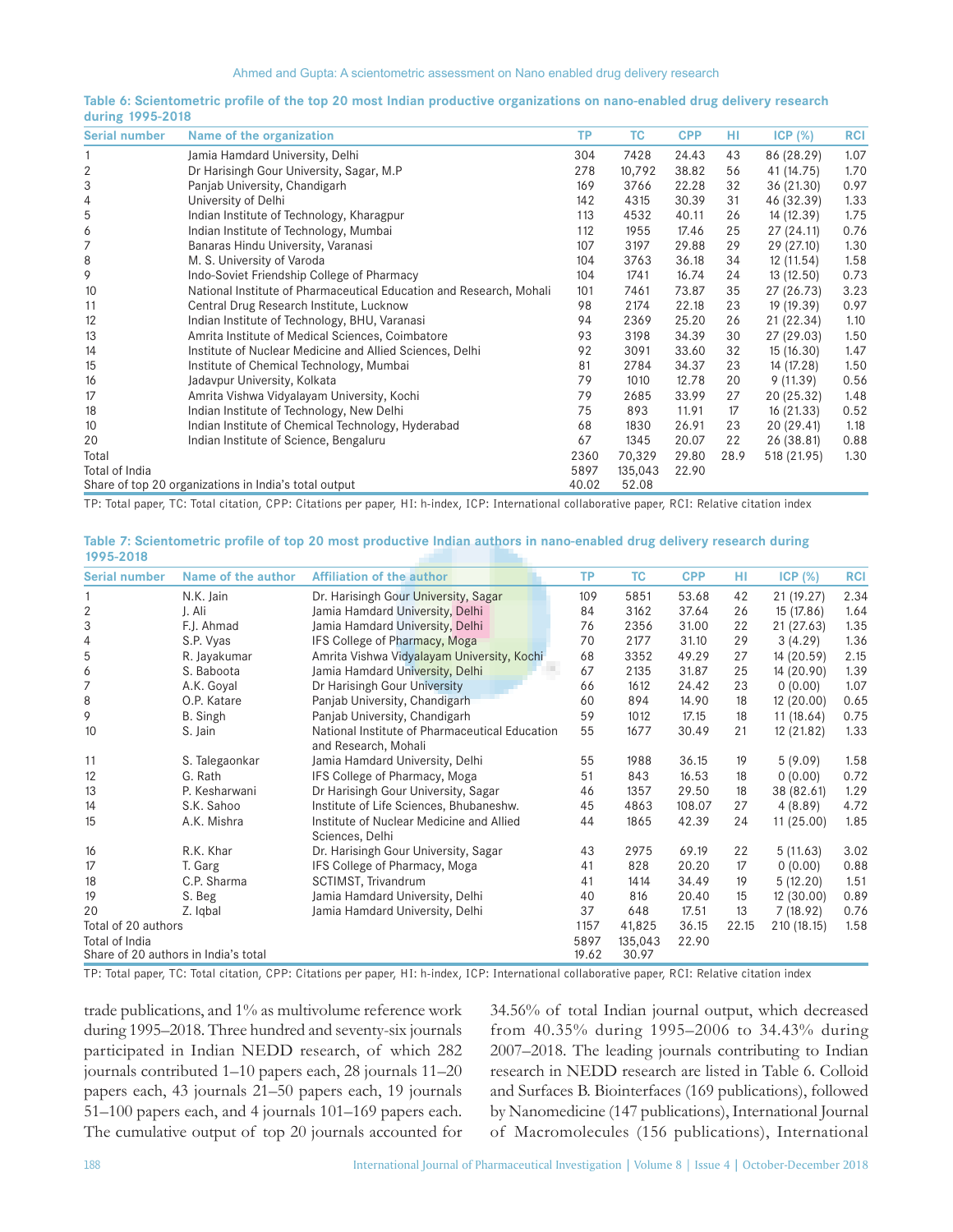**Table 6: Scientometric profile of the top 20 most Indian productive organizations on nano-enabled drug delivery research during 1995-2018**

| Serial number | Name of the organization | TP | TC | CPP | HI | ICP (%) | RCI |
|---|---|---|---|---|---|---|---|
| 1 | Jamia Hamdard University, Delhi | 304 | 7428 | 24.43 | 43 | 86 (28.29) | 1.07 |
| 2 | Dr Harisingh Gour University, Sagar, M.P | 278 | 10,792 | 38.82 | 56 | 41 (14.75) | 1.70 |
| 3 | Panjab University, Chandigarh | 169 | 3766 | 22.28 | 32 | 36 (21.30) | 0.97 |
| 4 | University of Delhi | 142 | 4315 | 30.39 | 31 | 46 (32.39) | 1.33 |
| 5 | Indian Institute of Technology, Kharagpur | 113 | 4532 | 40.11 | 26 | 14 (12.39) | 1.75 |
| 6 | Indian Institute of Technology, Mumbai | 112 | 1955 | 17.46 | 25 | 27 (24.11) | 0.76 |
| 7 | Banaras Hindu University, Varanasi | 107 | 3197 | 29.88 | 29 | 29 (27.10) | 1.30 |
| 8 | M. S. University of Varoda | 104 | 3763 | 36.18 | 34 | 12 (11.54) | 1.58 |
| 9 | Indo-Soviet Friendship College of Pharmacy | 104 | 1741 | 16.74 | 24 | 13 (12.50) | 0.73 |
| 10 | National Institute of Pharmaceutical Education and Research, Mohali | 101 | 7461 | 73.87 | 35 | 27 (26.73) | 3.23 |
| 11 | Central Drug Research Institute, Lucknow | 98 | 2174 | 22.18 | 23 | 19 (19.39) | 0.97 |
| 12 | Indian Institute of Technology, BHU, Varanasi | 94 | 2369 | 25.20 | 26 | 21 (22.34) | 1.10 |
| 13 | Amrita Institute of Medical Sciences, Coimbatore | 93 | 3198 | 34.39 | 30 | 27 (29.03) | 1.50 |
| 14 | Institute of Nuclear Medicine and Allied Sciences, Delhi | 92 | 3091 | 33.60 | 32 | 15 (16.30) | 1.47 |
| 15 | Institute of Chemical Technology, Mumbai | 81 | 2784 | 34.37 | 23 | 14 (17.28) | 1.50 |
| 16 | Jadavpur University, Kolkata | 79 | 1010 | 12.78 | 20 | 9 (11.39) | 0.56 |
| 17 | Amrita Vishwa Vidyalayam University, Kochi | 79 | 2685 | 33.99 | 27 | 20 (25.32) | 1.48 |
| 18 | Indian Institute of Technology, New Delhi | 75 | 893 | 11.91 | 17 | 16 (21.33) | 0.52 |
| 10 | Indian Institute of Chemical Technology, Hyderabad | 68 | 1830 | 26.91 | 23 | 20 (29.41) | 1.18 |
| 20 | Indian Institute of Science, Bengaluru | 67 | 1345 | 20.07 | 22 | 26 (38.81) | 0.88 |
| Total | | 2360 | 70,329 | 29.80 | 28.9 | 518 (21.95) | 1.30 |
| Total of India | | 5897 | 135,043 | 22.90 | | | |
| Share of top 20 organizations in India's total output | | 40.02 | 52.08 | | | | |

TP: Total paper, TC: Total citation, CPP: Citations per paper, HI: h-index, ICP: International collaborative paper, RCI: Relative citation index

**Table 7: Scientometric profile of top 20 most productive Indian authors in nano-enabled drug delivery research during 1995-2018**

| Serial number | Name of the author | Affiliation of the author | TP | TC | CPP | HI | ICP (%) | RCI |
|---|---|---|---|---|---|---|---|---|
| 1 | N.K. Jain | Dr. Harisingh Gour University, Sagar | 109 | 5851 | 53.68 | 42 | 21 (19.27) | 2.34 |
| 2 | J. Ali | Jamia Hamdard University, Delhi | 84 | 3162 | 37.64 | 26 | 15 (17.86) | 1.64 |
| 3 | F.J. Ahmad | Jamia Hamdard University, Delhi | 76 | 2356 | 31.00 | 22 | 21 (27.63) | 1.35 |
| 4 | S.P. Vyas | IFS College of Pharmacy, Moga | 70 | 2177 | 31.10 | 29 | 3 (4.29) | 1.36 |
| 5 | R. Jayakumar | Amrita Vishwa Vidyalayam University, Kochi | 68 | 3352 | 49.29 | 27 | 14 (20.59) | 2.15 |
| 6 | S. Baboota | Jamia Hamdard University, Delhi | 67 | 2135 | 31.87 | 25 | 14 (20.90) | 1.39 |
| 7 | A.K. Goyal | Dr Harisingh Gour University | 66 | 1612 | 24.42 | 23 | 0 (0.00) | 1.07 |
| 8 | O.P. Katare | Panjab University, Chandigarh | 60 | 894 | 14.90 | 18 | 12 (20.00) | 0.65 |
| 9 | B. Singh | Panjab University, Chandigarh | 59 | 1012 | 17.15 | 18 | 11 (18.64) | 0.75 |
| 10 | S. Jain | National Institute of Pharmaceutical Education and Research, Mohali | 55 | 1677 | 30.49 | 21 | 12 (21.82) | 1.33 |
| 11 | S. Talegaonkar | Jamia Hamdard University, Delhi | 55 | 1988 | 36.15 | 19 | 5 (9.09) | 1.58 |
| 12 | G. Rath | IFS College of Pharmacy, Moga | 51 | 843 | 16.53 | 18 | 0 (0.00) | 0.72 |
| 13 | P. Kesharwani | Dr Harisingh Gour University, Sagar | 46 | 1357 | 29.50 | 18 | 38 (82.61) | 1.29 |
| 14 | S.K. Sahoo | Institute of Life Sciences, Bhubaneshw. | 45 | 4863 | 108.07 | 27 | 4 (8.89) | 4.72 |
| 15 | A.K. Mishra | Institute of Nuclear Medicine and Allied Sciences, Delhi | 44 | 1865 | 42.39 | 24 | 11 (25.00) | 1.85 |
| 16 | R.K. Khar | Dr. Harisingh Gour University, Sagar | 43 | 2975 | 69.19 | 22 | 5 (11.63) | 3.02 |
| 17 | T. Garg | IFS College of Pharmacy, Moga | 41 | 828 | 20.20 | 17 | 0 (0.00) | 0.88 |
| 18 | C.P. Sharma | SCTIMST, Trivandrum | 41 | 1414 | 34.49 | 19 | 5 (12.20) | 1.51 |
| 19 | S. Beg | Jamia Hamdard University, Delhi | 40 | 816 | 20.40 | 15 | 12 (30.00) | 0.89 |
| 20 | Z. Iqbal | Jamia Hamdard University, Delhi | 37 | 648 | 17.51 | 13 | 7 (18.92) | 0.76 |
| Total of 20 authors | | | 1157 | 41,825 | 36.15 | 22.15 | 210 (18.15) | 1.58 |
| Total of India | | | 5897 | 135,043 | 22.90 | | | |
| Share of 20 authors in India's total | | | 19.62 | 30.97 | | | | |

TP: Total paper, TC: Total citation, CPP: Citations per paper, HI: h-index, ICP: International collaborative paper, RCI: Relative citation index

trade publications, and 1% as multivolume reference work during 1995–2018. Three hundred and seventy-six journals participated in Indian NEDD research, of which 282 journals contributed 1–10 papers each, 28 journals 11–20 papers each, 43 journals 21–50 papers each, 19 journals 51–100 papers each, and 4 journals 101–169 papers each. The cumulative output of top 20 journals accounted for 34.56% of total Indian journal output, which decreased from 40.35% during 1995–2006 to 34.43% during 2007–2018. The leading journals contributing to Indian research in NEDD research are listed in Table 6. Colloid and Surfaces B. Biointerfaces (169 publications), followed by Nanomedicine (147 publications), International Journal of Macromolecules (156 publications), International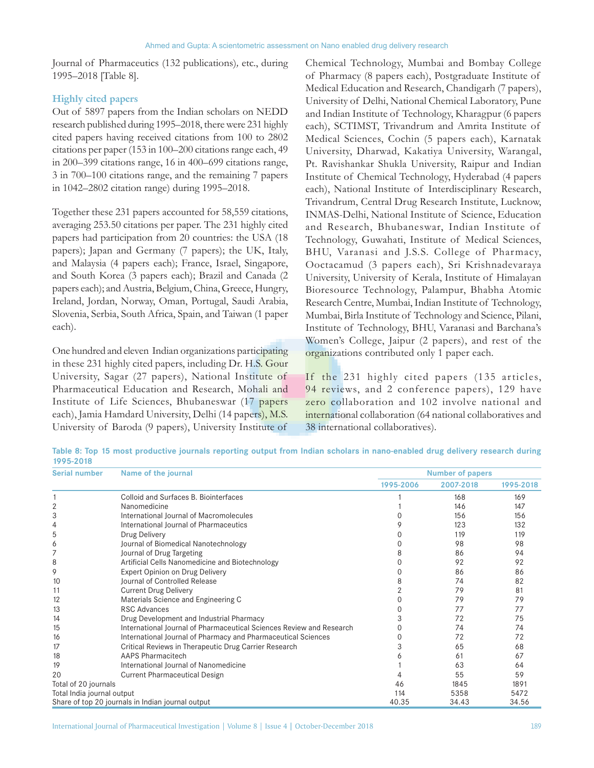Journal of Pharmaceutics (132 publications), etc., during 1995–2018 [Table 8].

### Highly cited papers

Out of 5897 papers from the Indian scholars on NEDD research published during 1995–2018, there were 231 highly cited papers having received citations from 100 to 2802 citations per paper (153 in 100–200 citations range each, 49 in 200–399 citations range, 16 in 400–699 citations range, 3 in 700–100 citations range, and the remaining 7 papers in 1042–2802 citation range) during 1995–2018.

Together these 231 papers accounted for 58,559 citations, averaging 253.50 citations per paper. The 231 highly cited papers had participation from 20 countries: the USA (18 papers); Japan and Germany (7 papers); the UK, Italy, and Malaysia (4 papers each); France, Israel, Singapore, and South Korea (3 papers each); Brazil and Canada (2 papers each); and Austria, Belgium, China, Greece, Hungry, Ireland, Jordan, Norway, Oman, Portugal, Saudi Arabia, Slovenia, Serbia, South Africa, Spain, and Taiwan (1 paper each).

One hundred and eleven Indian organizations participating in these 231 highly cited papers, including Dr. H.S. Gour University, Sagar (27 papers), National Institute of Pharmaceutical Education and Research, Mohali and Institute of Life Sciences, Bhubaneswar (17 papers each), Jamia Hamdard University, Delhi (14 papers), M.S. University of Baroda (9 papers), University Institute of Chemical Technology, Mumbai and Bombay College of Pharmacy (8 papers each), Postgraduate Institute of Medical Education and Research, Chandigarh (7 papers), University of Delhi, National Chemical Laboratory, Pune and Indian Institute of Technology, Kharagpur (6 papers each), SCTIMST, Trivandrum and Amrita Institute of Medical Sciences, Cochin (5 papers each), Karnatak University, Dharwad, Kakatiya University, Warangal, Pt. Ravishankar Shukla University, Raipur and Indian Institute of Chemical Technology, Hyderabad (4 papers each), National Institute of Interdisciplinary Research, Trivandrum, Central Drug Research Institute, Lucknow, INMAS-Delhi, National Institute of Science, Education and Research, Bhubaneswar, Indian Institute of Technology, Guwahati, Institute of Medical Sciences, BHU, Varanasi and J.S.S. College of Pharmacy, Ooctacamud (3 papers each), Sri Krishnadevaraya University, University of Kerala, Institute of Himalayan Bioresource Technology, Palampur, Bhabha Atomic Research Centre, Mumbai, Indian Institute of Technology, Mumbai, Birla Institute of Technology and Science, Pilani, Institute of Technology, BHU, Varanasi and Barchana's Women's College, Jaipur (2 papers), and rest of the organizations contributed only 1 paper each.

If the 231 highly cited papers (135 articles, 94 reviews, and 2 conference papers), 129 have zero collaboration and 102 involve national and international collaboration (64 national collaboratives and 38 international collaboratives).

**Table 8: Top 15 most productive journals reporting output from Indian scholars in nano-enabled drug delivery research during 1995-2018**

| Serial number | Name of the journal | Number of papers | | |
|---|---|---|---|---|
| | | 1995-2006 | 2007-2018 | 1995-2018 |
| 1 | Colloid and Surfaces B. Biointerfaces | 1 | 168 | 169 |
| 2 | Nanomedicine | 1 | 146 | 147 |
| 3 | International Journal of Macromolecules | 0 | 156 | 156 |
| 4 | International Journal of Pharmaceutics | 9 | 123 | 132 |
| 5 | Drug Delivery | 0 | 119 | 119 |
| 6 | Journal of Biomedical Nanotechnology | 0 | 98 | 98 |
| 7 | Journal of Drug Targeting | 8 | 86 | 94 |
| 8 | Artificial Cells Nanomedicine and Biotechnology | 0 | 92 | 92 |
| 9 | Expert Opinion on Drug Delivery | 0 | 86 | 86 |
| 10 | Journal of Controlled Release | 8 | 74 | 82 |
| 11 | Current Drug Delivery | 2 | 79 | 81 |
| 12 | Materials Science and Engineering C | 0 | 79 | 79 |
| 13 | RSC Advances | 0 | 77 | 77 |
| 14 | Drug Development and Industrial Pharmacy | 3 | 72 | 75 |
| 15 | International Journal of Pharmaceutical Sciences Review and Research | 0 | 74 | 74 |
| 16 | International Journal of Pharmacy and Pharmaceutical Sciences | 0 | 72 | 72 |
| 17 | Critical Reviews in Therapeutic Drug Carrier Research | 3 | 65 | 68 |
| 18 | AAPS Pharmacitech | 6 | 61 | 67 |
| 19 | International Journal of Nanomedicine | 1 | 63 | 64 |
| 20 | Current Pharmaceutical Design | 4 | 55 | 59 |
| Total of 20 journals | | 46 | 1845 | 1891 |
| Total India journal output | | 114 | 5358 | 5472 |
| Share of top 20 journals in Indian journal output | | 40.35 | 34.43 | 34.56 |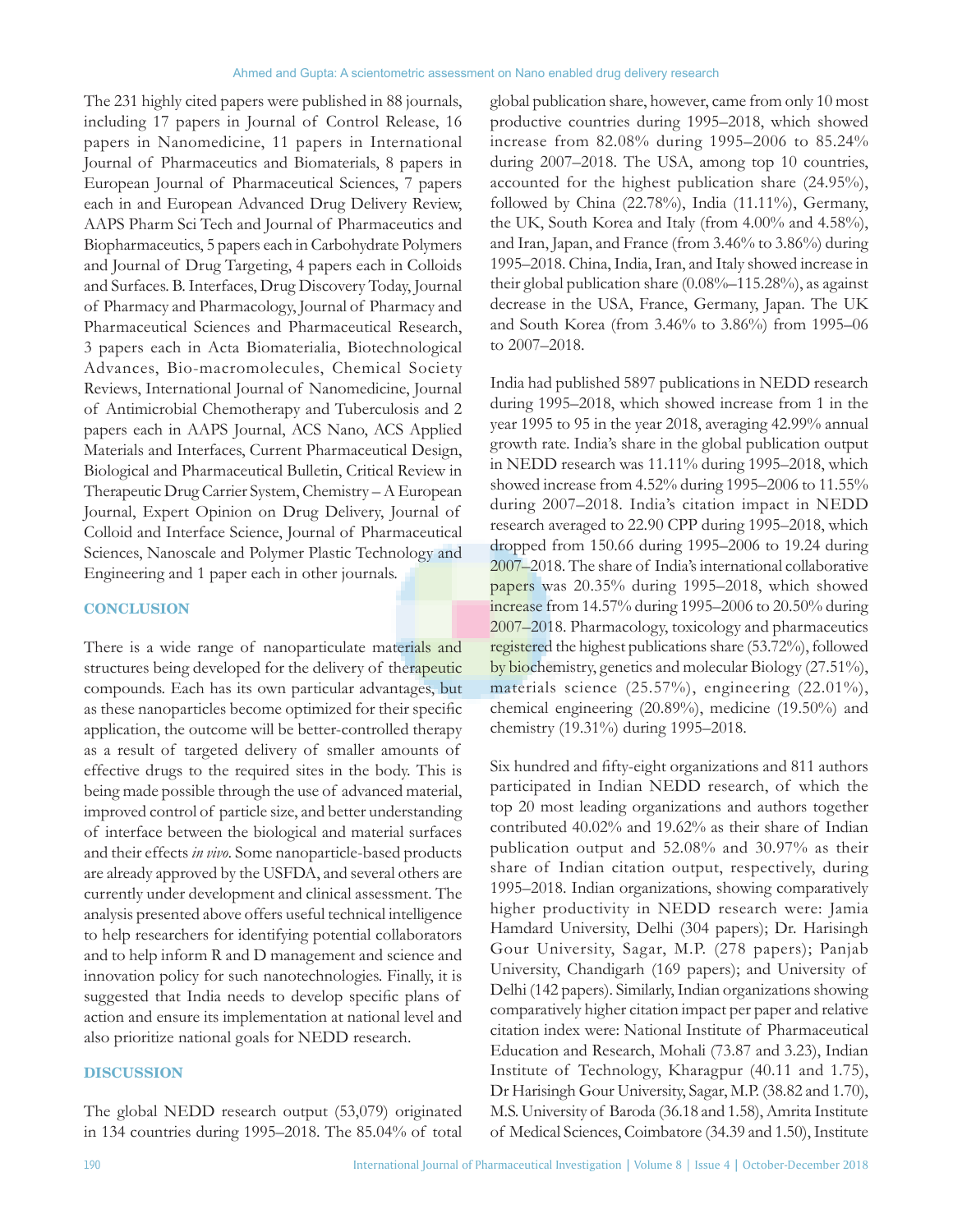The 231 highly cited papers were published in 88 journals, including 17 papers in Journal of Control Release, 16 papers in Nanomedicine, 11 papers in International Journal of Pharmaceutics and Biomaterials, 8 papers in European Journal of Pharmaceutical Sciences, 7 papers each in and European Advanced Drug Delivery Review, AAPS Pharm Sci Tech and Journal of Pharmaceutics and Biopharmaceutics, 5 papers each in Carbohydrate Polymers and Journal of Drug Targeting, 4 papers each in Colloids and Surfaces. B. Interfaces, Drug Discovery Today, Journal of Pharmacy and Pharmacology, Journal of Pharmacy and Pharmaceutical Sciences and Pharmaceutical Research, 3 papers each in Acta Biomaterialia, Biotechnological Advances, Bio-macromolecules, Chemical Society Reviews, International Journal of Nanomedicine, Journal of Antimicrobial Chemotherapy and Tuberculosis and 2 papers each in AAPS Journal, ACS Nano, ACS Applied Materials and Interfaces, Current Pharmaceutical Design, Biological and Pharmaceutical Bulletin, Critical Review in Therapeutic Drug Carrier System, Chemistry – A European Journal, Expert Opinion on Drug Delivery, Journal of Colloid and Interface Science, Journal of Pharmaceutical Sciences, Nanoscale and Polymer Plastic Technology and Engineering and 1 paper each in other journals.

## CONCLUSION

There is a wide range of nanoparticulate materials and structures being developed for the delivery of therapeutic compounds. Each has its own particular advantages, but as these nanoparticles become optimized for their specific application, the outcome will be better-controlled therapy as a result of targeted delivery of smaller amounts of effective drugs to the required sites in the body. This is being made possible through the use of advanced material, improved control of particle size, and better understanding of interface between the biological and material surfaces and their effects *in vivo*. Some nanoparticle-based products are already approved by the USFDA, and several others are currently under development and clinical assessment. The analysis presented above offers useful technical intelligence to help researchers for identifying potential collaborators and to help inform R and D management and science and innovation policy for such nanotechnologies. Finally, it is suggested that India needs to develop specific plans of action and ensure its implementation at national level and also prioritize national goals for NEDD research.

## DISCUSSION

The global NEDD research output (53,079) originated in 134 countries during 1995–2018. The 85.04% of total global publication share, however, came from only 10 most productive countries during 1995–2018, which showed increase from 82.08% during 1995–2006 to 85.24% during 2007–2018. The USA, among top 10 countries, accounted for the highest publication share (24.95%), followed by China (22.78%), India (11.11%), Germany, the UK, South Korea and Italy (from 4.00% and 4.58%), and Iran, Japan, and France (from 3.46% to 3.86%) during 1995–2018. China, India, Iran, and Italy showed increase in their global publication share (0.08%–115.28%), as against decrease in the USA, France, Germany, Japan. The UK and South Korea (from 3.46% to 3.86%) from 1995–06 to 2007–2018.

India had published 5897 publications in NEDD research during 1995–2018, which showed increase from 1 in the year 1995 to 95 in the year 2018, averaging 42.99% annual growth rate. India's share in the global publication output in NEDD research was 11.11% during 1995–2018, which showed increase from 4.52% during 1995–2006 to 11.55% during 2007–2018. India's citation impact in NEDD research averaged to 22.90 CPP during 1995–2018, which dropped from 150.66 during 1995–2006 to 19.24 during 2007–2018. The share of India's international collaborative papers was 20.35% during 1995–2018, which showed increase from 14.57% during 1995–2006 to 20.50% during 2007–2018. Pharmacology, toxicology and pharmaceutics registered the highest publications share (53.72%), followed by biochemistry, genetics and molecular Biology (27.51%), materials science (25.57%), engineering (22.01%), chemical engineering (20.89%), medicine (19.50%) and chemistry (19.31%) during 1995–2018.

Six hundred and fifty-eight organizations and 811 authors participated in Indian NEDD research, of which the top 20 most leading organizations and authors together contributed 40.02% and 19.62% as their share of Indian publication output and 52.08% and 30.97% as their share of Indian citation output, respectively, during 1995–2018. Indian organizations, showing comparatively higher productivity in NEDD research were: Jamia Hamdard University, Delhi (304 papers); Dr. Harisingh Gour University, Sagar, M.P. (278 papers); Panjab University, Chandigarh (169 papers); and University of Delhi (142 papers). Similarly, Indian organizations showing comparatively higher citation impact per paper and relative citation index were: National Institute of Pharmaceutical Education and Research, Mohali (73.87 and 3.23), Indian Institute of Technology, Kharagpur (40.11 and 1.75), Dr Harisingh Gour University, Sagar, M.P. (38.82 and 1.70), M.S. University of Baroda (36.18 and 1.58), Amrita Institute of Medical Sciences, Coimbatore (34.39 and 1.50), Institute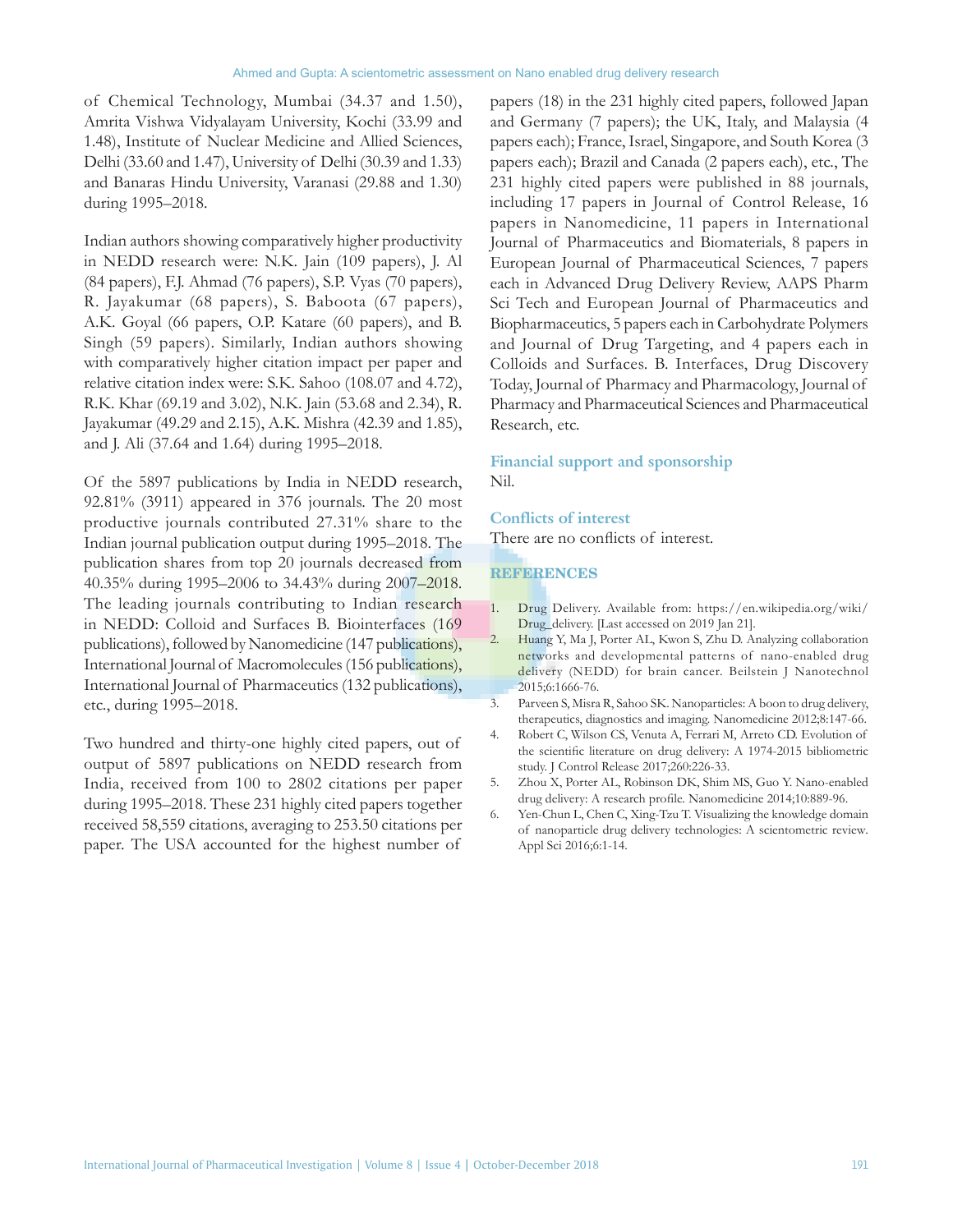of Chemical Technology, Mumbai (34.37 and 1.50), Amrita Vishwa Vidyalayam University, Kochi (33.99 and 1.48), Institute of Nuclear Medicine and Allied Sciences, Delhi (33.60 and 1.47), University of Delhi (30.39 and 1.33) and Banaras Hindu University, Varanasi (29.88 and 1.30) during 1995–2018.

Indian authors showing comparatively higher productivity in NEDD research were: N.K. Jain (109 papers), J. Al (84 papers), F.J. Ahmad (76 papers), S.P. Vyas (70 papers), R. Jayakumar (68 papers), S. Baboota (67 papers), A.K. Goyal (66 papers, O.P. Katare (60 papers), and B. Singh (59 papers). Similarly, Indian authors showing with comparatively higher citation impact per paper and relative citation index were: S.K. Sahoo (108.07 and 4.72), R.K. Khar (69.19 and 3.02), N.K. Jain (53.68 and 2.34), R. Jayakumar (49.29 and 2.15), A.K. Mishra (42.39 and 1.85), and J. Ali (37.64 and 1.64) during 1995–2018.

Of the 5897 publications by India in NEDD research, 92.81% (3911) appeared in 376 journals. The 20 most productive journals contributed 27.31% share to the Indian journal publication output during 1995–2018. The publication shares from top 20 journals decreased from 40.35% during 1995–2006 to 34.43% during 2007–2018. The leading journals contributing to Indian research in NEDD: Colloid and Surfaces B. Biointerfaces (169 publications), followed by Nanomedicine (147 publications), International Journal of Macromolecules (156 publications), International Journal of Pharmaceutics (132 publications), etc., during 1995–2018.

Two hundred and thirty-one highly cited papers, out of output of 5897 publications on NEDD research from India, received from 100 to 2802 citations per paper during 1995–2018. These 231 highly cited papers together received 58,559 citations, averaging to 253.50 citations per paper. The USA accounted for the highest number of papers (18) in the 231 highly cited papers, followed Japan and Germany (7 papers); the UK, Italy, and Malaysia (4 papers each); France, Israel, Singapore, and South Korea (3 papers each); Brazil and Canada (2 papers each), etc., The 231 highly cited papers were published in 88 journals, including 17 papers in Journal of Control Release, 16 papers in Nanomedicine, 11 papers in International Journal of Pharmaceutics and Biomaterials, 8 papers in European Journal of Pharmaceutical Sciences, 7 papers each in Advanced Drug Delivery Review, AAPS Pharm Sci Tech and European Journal of Pharmaceutics and Biopharmaceutics, 5 papers each in Carbohydrate Polymers and Journal of Drug Targeting, and 4 papers each in Colloids and Surfaces. B. Interfaces, Drug Discovery Today, Journal of Pharmacy and Pharmacology, Journal of Pharmacy and Pharmaceutical Sciences and Pharmaceutical Research, etc.

## Financial support and sponsorship

Nil.

## Conflicts of interest

There are no conflicts of interest.

## REFERENCES

1. Drug Delivery. Available from: https://en.wikipedia.org/wiki/Drug_delivery. [Last accessed on 2019 Jan 21].
2. Huang Y, Ma J, Porter AL, Kwon S, Zhu D. Analyzing collaboration networks and developmental patterns of nano-enabled drug delivery (NEDD) for brain cancer. Beilstein J Nanotechnol 2015;6:1666-76.
3. Parveen S, Misra R, Sahoo SK. Nanoparticles: A boon to drug delivery, therapeutics, diagnostics and imaging. Nanomedicine 2012;8:147-66.
4. Robert C, Wilson CS, Venuta A, Ferrari M, Arreto CD. Evolution of the scientific literature on drug delivery: A 1974-2015 bibliometric study. J Control Release 2017;260:226-33.
5. Zhou X, Porter AL, Robinson DK, Shim MS, Guo Y. Nano-enabled drug delivery: A research profile. Nanomedicine 2014;10:889-96.
6. Yen-Chun L, Chen C, Xing-Tzu T. Visualizing the knowledge domain of nanoparticle drug delivery technologies: A scientometric review. Appl Sci 2016;6:1-14.